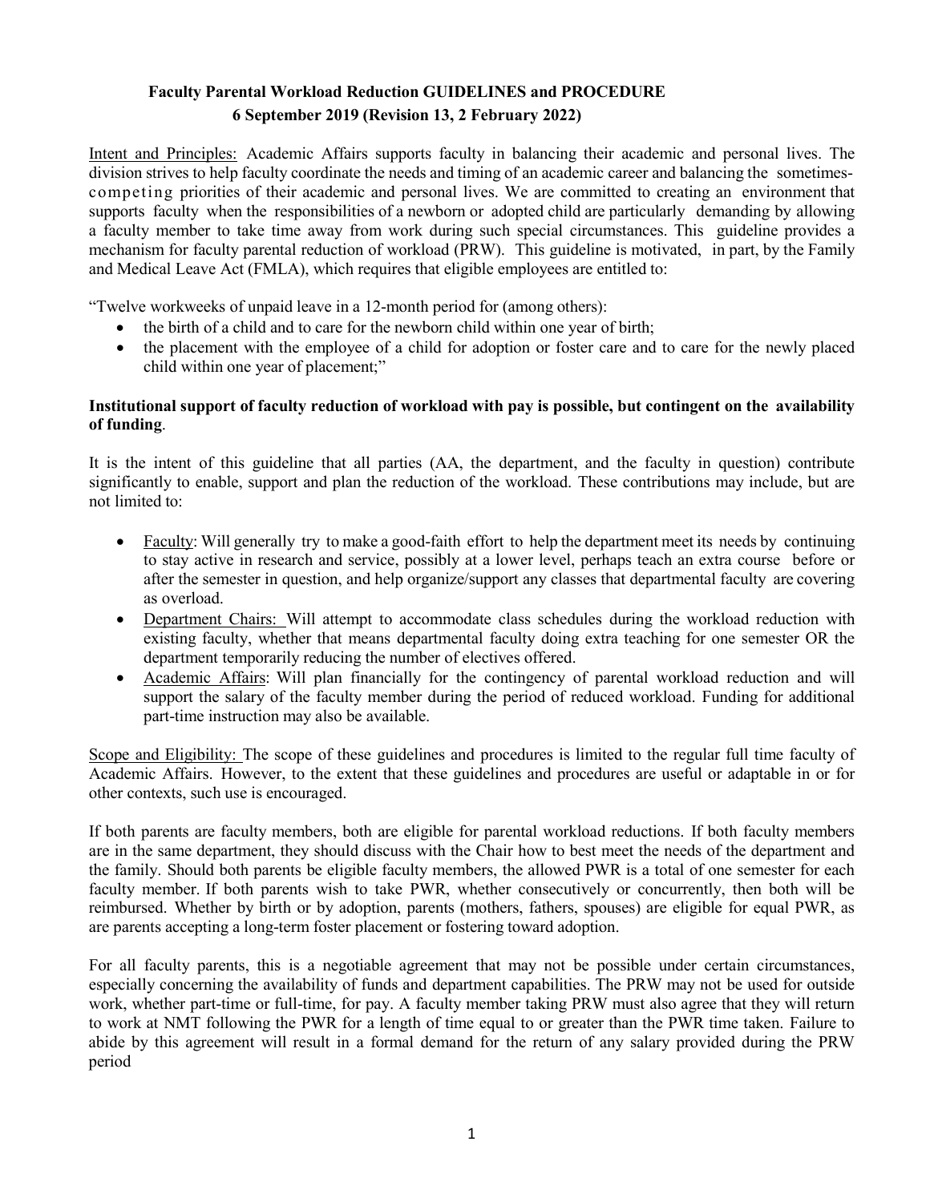# Faculty Parental Workload Reduction GUIDELINES and PROCEDURE

**6 September 2019 (Revision 13, 2 February 2022)**

Intent and Principles: Academic Affairs supports faculty in balancing their academic and personal lives. The division strives to help faculty coordinate the needs and timing of an academic career and balancing the sometimes-competing priorities of their academic and personal lives. We are committed to creating an environment that supports faculty when the responsibilities of a newborn or adopted child are particularly demanding by allowing a faculty member to take time away from work during such special circumstances. This guideline provides a mechanism for faculty parental reduction of workload (PRW). This guideline is motivated, in part, by the Family and Medical Leave Act (FMLA), which requires that eligible employees are entitled to:

"Twelve workweeks of unpaid leave in a 12-month period for (among others):

- the birth of a child and to care for the newborn child within one year of birth;
- the placement with the employee of a child for adoption or foster care and to care for the newly placed child within one year of placement;"

**Institutional support of faculty reduction of workload with pay is possible, but contingent on the availability of funding**.

It is the intent of this guideline that all parties (AA, the department, and the faculty in question) contribute significantly to enable, support and plan the reduction of the workload. These contributions may include, but are not limited to:

- Faculty: Will generally try to make a good-faith effort to help the department meet its needs by continuing to stay active in research and service, possibly at a lower level, perhaps teach an extra course before or after the semester in question, and help organize/support any classes that departmental faculty are covering as overload.
- Department Chairs: Will attempt to accommodate class schedules during the workload reduction with existing faculty, whether that means departmental faculty doing extra teaching for one semester OR the department temporarily reducing the number of electives offered.
- Academic Affairs: Will plan financially for the contingency of parental workload reduction and will support the salary of the faculty member during the period of reduced workload. Funding for additional part-time instruction may also be available.

Scope and Eligibility: The scope of these guidelines and procedures is limited to the regular full time faculty of Academic Affairs. However, to the extent that these guidelines and procedures are useful or adaptable in or for other contexts, such use is encouraged.

If both parents are faculty members, both are eligible for parental workload reductions. If both faculty members are in the same department, they should discuss with the Chair how to best meet the needs of the department and the family. Should both parents be eligible faculty members, the allowed PWR is a total of one semester for each faculty member. If both parents wish to take PWR, whether consecutively or concurrently, then both will be reimbursed. Whether by birth or by adoption, parents (mothers, fathers, spouses) are eligible for equal PWR, as are parents accepting a long-term foster placement or fostering toward adoption.

For all faculty parents, this is a negotiable agreement that may not be possible under certain circumstances, especially concerning the availability of funds and department capabilities. The PRW may not be used for outside work, whether part-time or full-time, for pay. A faculty member taking PRW must also agree that they will return to work at NMT following the PWR for a length of time equal to or greater than the PWR time taken. Failure to abide by this agreement will result in a formal demand for the return of any salary provided during the PRW period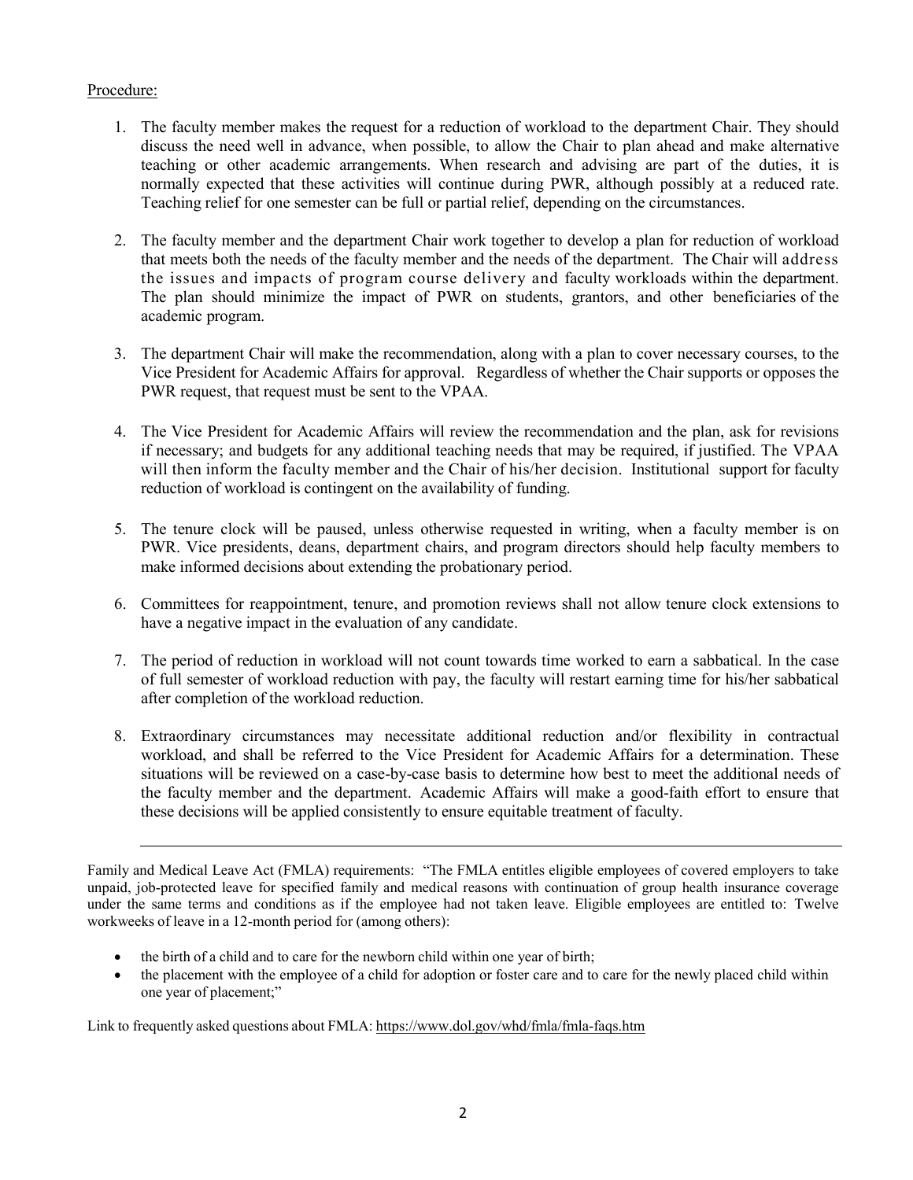Procedure:

1. The faculty member makes the request for a reduction of workload to the department Chair. They should discuss the need well in advance, when possible, to allow the Chair to plan ahead and make alternative teaching or other academic arrangements. When research and advising are part of the duties, it is normally expected that these activities will continue during PWR, although possibly at a reduced rate. Teaching relief for one semester can be full or partial relief, depending on the circumstances.

2. The faculty member and the department Chair work together to develop a plan for reduction of workload that meets both the needs of the faculty member and the needs of the department. The Chair will address the issues and impacts of program course delivery and faculty workloads within the department. The plan should minimize the impact of PWR on students, grantors, and other beneficiaries of the academic program.

3. The department Chair will make the recommendation, along with a plan to cover necessary courses, to the Vice President for Academic Affairs for approval. Regardless of whether the Chair supports or opposes the PWR request, that request must be sent to the VPAA.

4. The Vice President for Academic Affairs will review the recommendation and the plan, ask for revisions if necessary; and budgets for any additional teaching needs that may be required, if justified. The VPAA will then inform the faculty member and the Chair of his/her decision. Institutional support for faculty reduction of workload is contingent on the availability of funding.

5. The tenure clock will be paused, unless otherwise requested in writing, when a faculty member is on PWR. Vice presidents, deans, department chairs, and program directors should help faculty members to make informed decisions about extending the probationary period.

6. Committees for reappointment, tenure, and promotion reviews shall not allow tenure clock extensions to have a negative impact in the evaluation of any candidate.

7. The period of reduction in workload will not count towards time worked to earn a sabbatical. In the case of full semester of workload reduction with pay, the faculty will restart earning time for his/her sabbatical after completion of the workload reduction.

8. Extraordinary circumstances may necessitate additional reduction and/or flexibility in contractual workload, and shall be referred to the Vice President for Academic Affairs for a determination. These situations will be reviewed on a case-by-case basis to determine how best to meet the additional needs of the faculty member and the department. Academic Affairs will make a good-faith effort to ensure that these decisions will be applied consistently to ensure equitable treatment of faculty.

---

Family and Medical Leave Act (FMLA) requirements: "The FMLA entitles eligible employees of covered employers to take unpaid, job-protected leave for specified family and medical reasons with continuation of group health insurance coverage under the same terms and conditions as if the employee had not taken leave. Eligible employees are entitled to: Twelve workweeks of leave in a 12-month period for (among others):

- the birth of a child and to care for the newborn child within one year of birth;
- the placement with the employee of a child for adoption or foster care and to care for the newly placed child within one year of placement;"

Link to frequently asked questions about FMLA: https://www.dol.gov/whd/fmla/fmla-faqs.htm